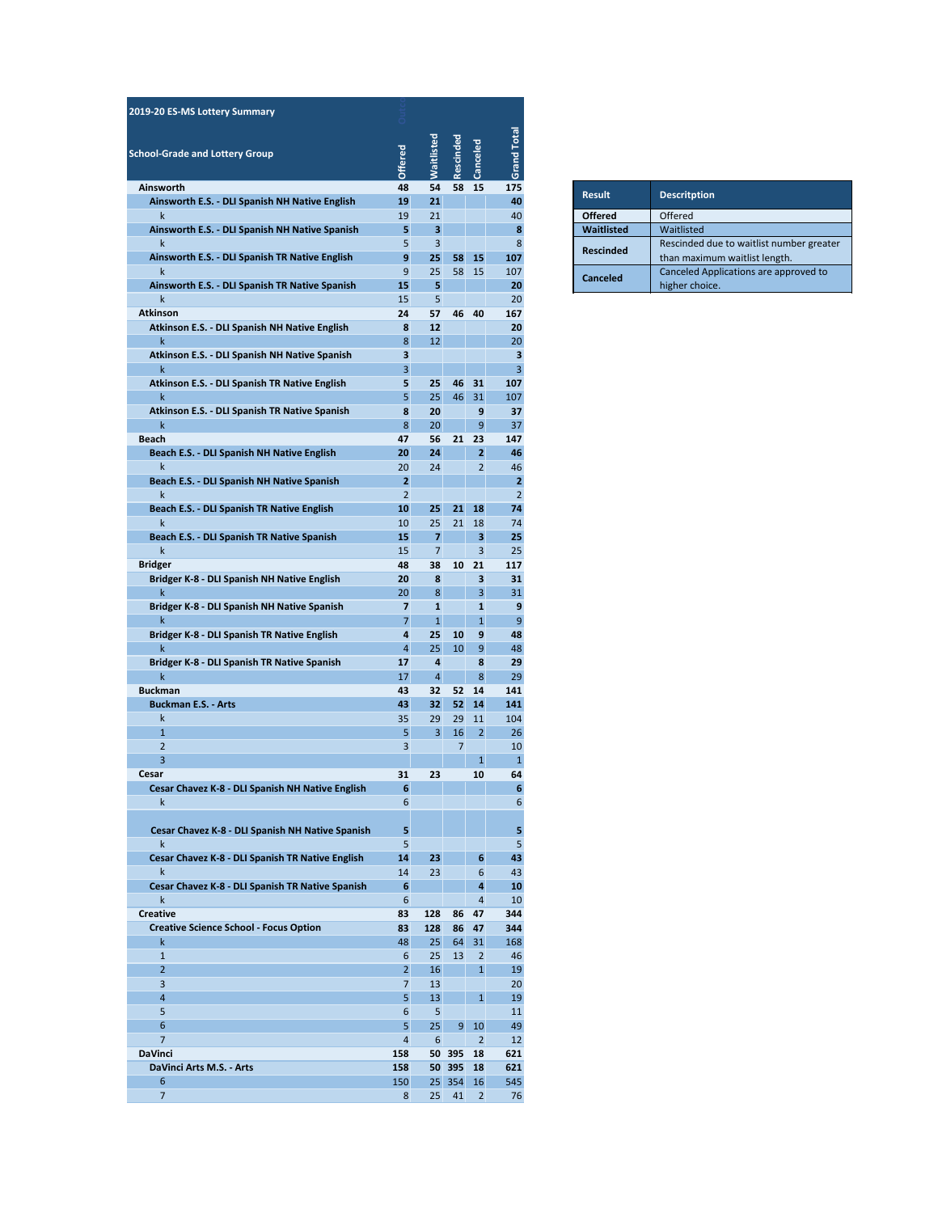| 2019-20 ES-MS Lottery Summary | | | | | |
|---|---|---|---|---|---|
| School-Grade and Lottery Group | Offered | Waitlisted | Rescinded | Canceled | Grand Total |
| **Ainsworth** | **48** | **54** | **58** | **15** | **175** |
| **Ainsworth E.S. - DLI Spanish NH Native English** | **19** | **21** | | | **40** |
| k | 19 | 21 | | | 40 |
| **Ainsworth E.S. - DLI Spanish NH Native Spanish** | **5** | **3** | | | **8** |
| k | 5 | 3 | | | 8 |
| **Ainsworth E.S. - DLI Spanish TR Native English** | **9** | **25** | **58** | **15** | **107** |
| k | 9 | 25 | 58 | 15 | 107 |
| **Ainsworth E.S. - DLI Spanish TR Native Spanish** | **15** | **5** | | | **20** |
| k | 15 | 5 | | | 20 |
| **Atkinson** | **24** | **57** | **46** | **40** | **167** |
| **Atkinson E.S. - DLI Spanish NH Native English** | **8** | **12** | | | **20** |
| k | 8 | 12 | | | 20 |
| **Atkinson E.S. - DLI Spanish NH Native Spanish** | **3** | | | | **3** |
| k | 3 | | | | 3 |
| **Atkinson E.S. - DLI Spanish TR Native English** | **5** | **25** | **46** | **31** | **107** |
| k | 5 | 25 | 46 | 31 | 107 |
| **Atkinson E.S. - DLI Spanish TR Native Spanish** | **8** | **20** | | **9** | **37** |
| k | 8 | 20 | | 9 | 37 |
| **Beach** | **47** | **56** | **21** | **23** | **147** |
| **Beach E.S. - DLI Spanish NH Native English** | **20** | **24** | | **2** | **46** |
| k | 20 | 24 | | 2 | 46 |
| **Beach E.S. - DLI Spanish NH Native Spanish** | **2** | | | | **2** |
| k | 2 | | | | 2 |
| **Beach E.S. - DLI Spanish TR Native English** | **10** | **25** | **21** | **18** | **74** |
| k | 10 | 25 | 21 | 18 | 74 |
| **Beach E.S. - DLI Spanish TR Native Spanish** | **15** | **7** | | **3** | **25** |
| k | 15 | 7 | | 3 | 25 |
| **Bridger** | **48** | **38** | **10** | **21** | **117** |
| **Bridger K-8 - DLI Spanish NH Native English** | **20** | **8** | | **3** | **31** |
| k | 20 | 8 | | 3 | 31 |
| **Bridger K-8 - DLI Spanish NH Native Spanish** | **7** | **1** | | **1** | **9** |
| k | 7 | 1 | | 1 | 9 |
| **Bridger K-8 - DLI Spanish TR Native English** | **4** | **25** | **10** | **9** | **48** |
| k | 4 | 25 | 10 | 9 | 48 |
| **Bridger K-8 - DLI Spanish TR Native Spanish** | **17** | **4** | | **8** | **29** |
| k | 17 | 4 | | 8 | 29 |
| **Buckman** | **43** | **32** | **52** | **14** | **141** |
| **Buckman E.S. - Arts** | **43** | **32** | **52** | **14** | **141** |
| k | 35 | 29 | 29 | 11 | 104 |
| 1 | 5 | 3 | 16 | 2 | 26 |
| 2 | 3 | | 7 | | 10 |
| 3 | | | | 1 | 1 |
| **Cesar** | **31** | **23** | | **10** | **64** |
| **Cesar Chavez K-8 - DLI Spanish NH Native English** | **6** | | | | **6** |
| k | 6 | | | | 6 |
| **Cesar Chavez K-8 - DLI Spanish NH Native Spanish** | **5** | | | | **5** |
| k | 5 | | | | 5 |
| **Cesar Chavez K-8 - DLI Spanish TR Native English** | **14** | **23** | | **6** | **43** |
| k | 14 | 23 | | 6 | 43 |
| **Cesar Chavez K-8 - DLI Spanish TR Native Spanish** | **6** | | | **4** | **10** |
| k | 6 | | | 4 | 10 |
| **Creative** | **83** | **128** | **86** | **47** | **344** |
| **Creative Science School - Focus Option** | **83** | **128** | **86** | **47** | **344** |
| k | 48 | 25 | 64 | 31 | 168 |
| 1 | 6 | 25 | 13 | 2 | 46 |
| 2 | 2 | 16 | | 1 | 19 |
| 3 | 7 | 13 | | | 20 |
| 4 | 5 | 13 | | 1 | 19 |
| 5 | 6 | 5 | | | 11 |
| 6 | 5 | 25 | 9 | 10 | 49 |
| 7 | 4 | 6 | | 2 | 12 |
| **DaVinci** | **158** | **50** | **395** | **18** | **621** |
| **DaVinci Arts M.S. - Arts** | **158** | **50** | **395** | **18** | **621** |
| 6 | 150 | 25 | 354 | 16 | 545 |
| 7 | 8 | 25 | 41 | 2 | 76 |

| Result | Descritption |
|---|---|
| **Offered** | Offered |
| **Waitlisted** | Waitlisted |
| **Rescinded** | Rescinded due to waitlist number greater than maximum waitlist length. |
| **Canceled** | Canceled Applications are approved to higher choice. |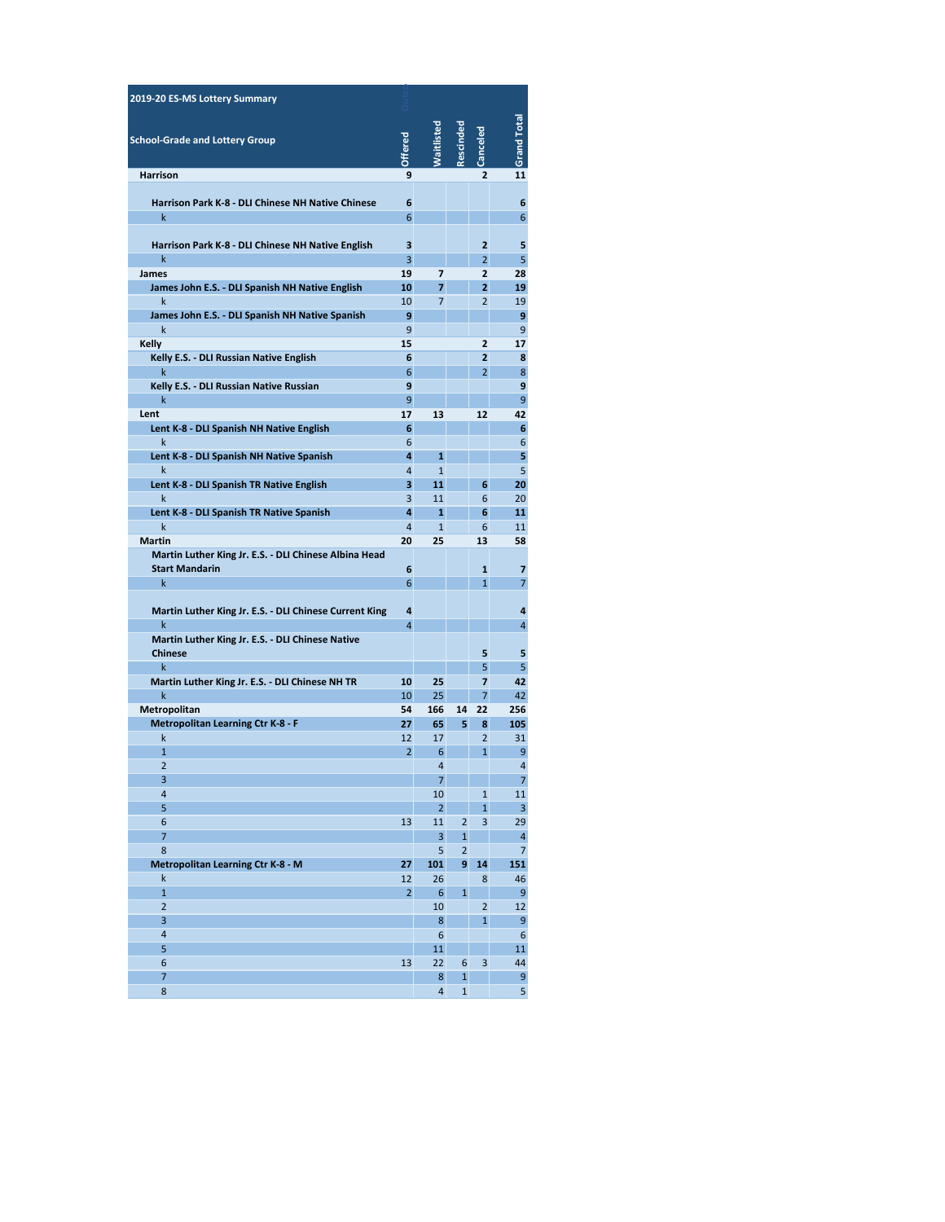| 2019-20 ES-MS Lottery Summary<br>School-Grade and Lottery Group | Offered | Waitlisted | Rescinded | Canceled | Grand Total |
|---|---|---|---|---|---|
| **Harrison** | **9** | | | **2** | **11** |
| **Harrison Park K-8 - DLI Chinese NH Native Chinese** | **6** | | | | **6** |
| k | 6 | | | | 6 |
| **Harrison Park K-8 - DLI Chinese NH Native English** | **3** | | | **2** | **5** |
| k | 3 | | | 2 | 5 |
| **James** | **19** | **7** | | **2** | **28** |
| **James John E.S. - DLI Spanish NH Native English** | **10** | **7** | | **2** | **19** |
| k | 10 | 7 | | 2 | 19 |
| **James John E.S. - DLI Spanish NH Native Spanish** | **9** | | | | **9** |
| k | 9 | | | | 9 |
| **Kelly** | **15** | | | **2** | **17** |
| **Kelly E.S. - DLI Russian Native English** | **6** | | | **2** | **8** |
| k | 6 | | | 2 | 8 |
| **Kelly E.S. - DLI Russian Native Russian** | **9** | | | | **9** |
| k | 9 | | | | 9 |
| **Lent** | **17** | **13** | | **12** | **42** |
| **Lent K-8 - DLI Spanish NH Native English** | **6** | | | | **6** |
| k | 6 | | | | 6 |
| **Lent K-8 - DLI Spanish NH Native Spanish** | **4** | **1** | | | **5** |
| k | 4 | 1 | | | 5 |
| **Lent K-8 - DLI Spanish TR Native English** | **3** | **11** | | **6** | **20** |
| k | 3 | 11 | | 6 | 20 |
| **Lent K-8 - DLI Spanish TR Native Spanish** | **4** | **1** | | **6** | **11** |
| k | 4 | 1 | | 6 | 11 |
| **Martin** | **20** | **25** | | **13** | **58** |
| **Martin Luther King Jr. E.S. - DLI Chinese Albina Head Start Mandarin** | **6** | | | **1** | **7** |
| k | 6 | | | 1 | 7 |
| **Martin Luther King Jr. E.S. - DLI Chinese Current King** | **4** | | | | **4** |
| k | 4 | | | | 4 |
| **Martin Luther King Jr. E.S. - DLI Chinese Native Chinese** | | | | **5** | **5** |
| k | | | | 5 | 5 |
| **Martin Luther King Jr. E.S. - DLI Chinese NH TR** | **10** | **25** | | **7** | **42** |
| k | 10 | 25 | | 7 | 42 |
| **Metropolitan** | **54** | **166** | **14** | **22** | **256** |
| **Metropolitan Learning Ctr K-8 - F** | **27** | **65** | **5** | **8** | **105** |
| k | 12 | 17 | | 2 | 31 |
| 1 | 2 | 6 | | 1 | 9 |
| 2 | | 4 | | | 4 |
| 3 | | 7 | | | 7 |
| 4 | | 10 | | 1 | 11 |
| 5 | | 2 | | 1 | 3 |
| 6 | 13 | 11 | 2 | 3 | 29 |
| 7 | | 3 | 1 | | 4 |
| 8 | | 5 | 2 | | 7 |
| **Metropolitan Learning Ctr K-8 - M** | **27** | **101** | **9** | **14** | **151** |
| k | 12 | 26 | | 8 | 46 |
| 1 | 2 | 6 | 1 | | 9 |
| 2 | | 10 | | 2 | 12 |
| 3 | | 8 | | 1 | 9 |
| 4 | | 6 | | | 6 |
| 5 | | 11 | | | 11 |
| 6 | 13 | 22 | 6 | 3 | 44 |
| 7 | | 8 | 1 | | 9 |
| 8 | | 4 | 1 | | 5 |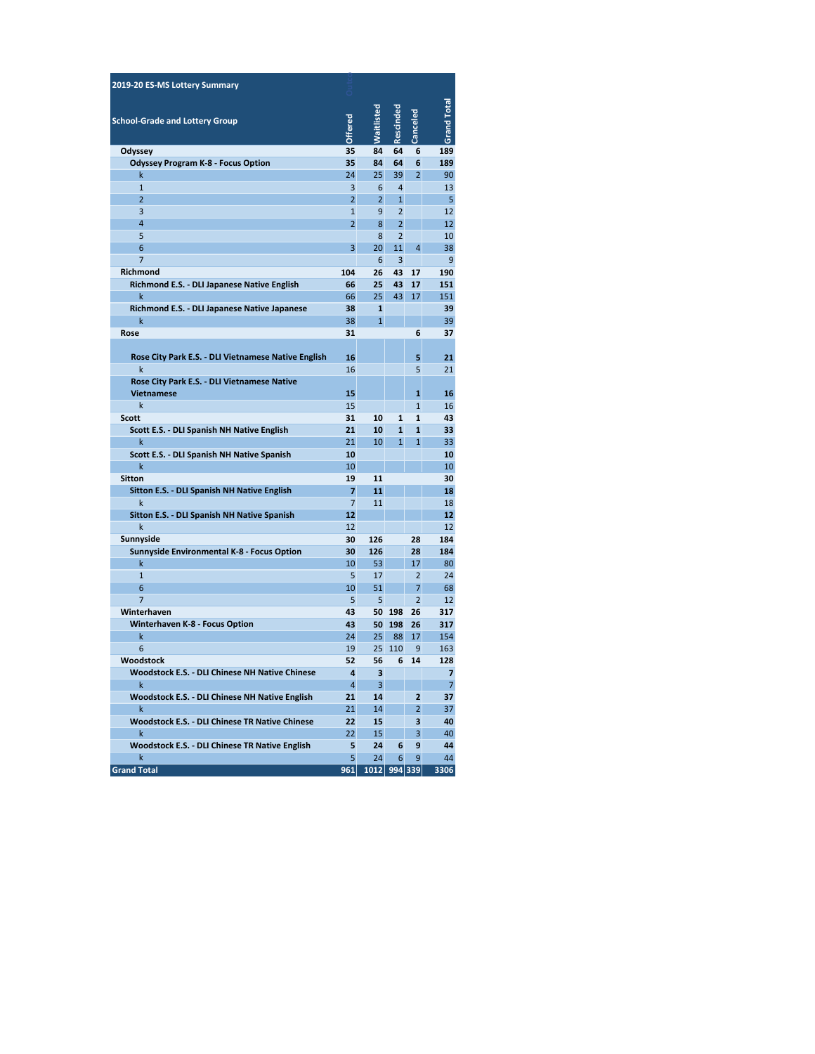| 2019-20 ES-MS Lottery Summary | | | | | |
|---|---|---|---|---|---|
| School-Grade and Lottery Group | Offered | Waitlisted | Rescinded | Canceled | Grand Total |
| **Odyssey** | **35** | **84** | **64** | **6** | **189** |
| **Odyssey Program K-8 - Focus Option** | **35** | **84** | **64** | **6** | **189** |
| k | 24 | 25 | 39 | 2 | 90 |
| 1 | 3 | 6 | 4 | | 13 |
| 2 | 2 | 2 | 1 | | 5 |
| 3 | 1 | 9 | 2 | | 12 |
| 4 | 2 | 8 | 2 | | 12 |
| 5 | | 8 | 2 | | 10 |
| 6 | 3 | 20 | 11 | 4 | 38 |
| 7 | | 6 | 3 | | 9 |
| **Richmond** | **104** | **26** | **43** | **17** | **190** |
| **Richmond E.S. - DLI Japanese Native English** | **66** | **25** | **43** | **17** | **151** |
| k | 66 | 25 | 43 | 17 | 151 |
| **Richmond E.S. - DLI Japanese Native Japanese** | **38** | **1** | | | **39** |
| k | 38 | 1 | | | 39 |
| **Rose** | **31** | | | **6** | **37** |
| **Rose City Park E.S. - DLI Vietnamese Native English** | **16** | | | **5** | **21** |
| k | 16 | | | 5 | 21 |
| **Rose City Park E.S. - DLI Vietnamese Native Vietnamese** | **15** | | | **1** | **16** |
| k | 15 | | | 1 | 16 |
| **Scott** | **31** | **10** | **1** | **1** | **43** |
| **Scott E.S. - DLI Spanish NH Native English** | **21** | **10** | **1** | **1** | **33** |
| k | 21 | 10 | 1 | 1 | 33 |
| **Scott E.S. - DLI Spanish NH Native Spanish** | **10** | | | | **10** |
| k | 10 | | | | 10 |
| **Sitton** | **19** | **11** | | | **30** |
| **Sitton E.S. - DLI Spanish NH Native English** | **7** | **11** | | | **18** |
| k | 7 | 11 | | | 18 |
| **Sitton E.S. - DLI Spanish NH Native Spanish** | **12** | | | | **12** |
| k | 12 | | | | 12 |
| **Sunnyside** | **30** | **126** | | **28** | **184** |
| **Sunnyside Environmental K-8 - Focus Option** | **30** | **126** | | **28** | **184** |
| k | 10 | 53 | | 17 | 80 |
| 1 | 5 | 17 | | 2 | 24 |
| 6 | 10 | 51 | | 7 | 68 |
| 7 | 5 | 5 | | 2 | 12 |
| **Winterhaven** | **43** | **50** | **198** | **26** | **317** |
| **Winterhaven K-8 - Focus Option** | **43** | **50** | **198** | **26** | **317** |
| k | 24 | 25 | 88 | 17 | 154 |
| 6 | 19 | 25 | 110 | 9 | 163 |
| **Woodstock** | **52** | **56** | **6** | **14** | **128** |
| **Woodstock E.S. - DLI Chinese NH Native Chinese** | **4** | **3** | | | **7** |
| k | 4 | 3 | | | 7 |
| **Woodstock E.S. - DLI Chinese NH Native English** | **21** | **14** | | **2** | **37** |
| k | 21 | 14 | | 2 | 37 |
| **Woodstock E.S. - DLI Chinese TR Native Chinese** | **22** | **15** | | **3** | **40** |
| k | 22 | 15 | | 3 | 40 |
| **Woodstock E.S. - DLI Chinese TR Native English** | **5** | **24** | **6** | **9** | **44** |
| k | 5 | 24 | 6 | 9 | 44 |
| **Grand Total** | **961** | **1012** | **994** | **339** | **3306** |